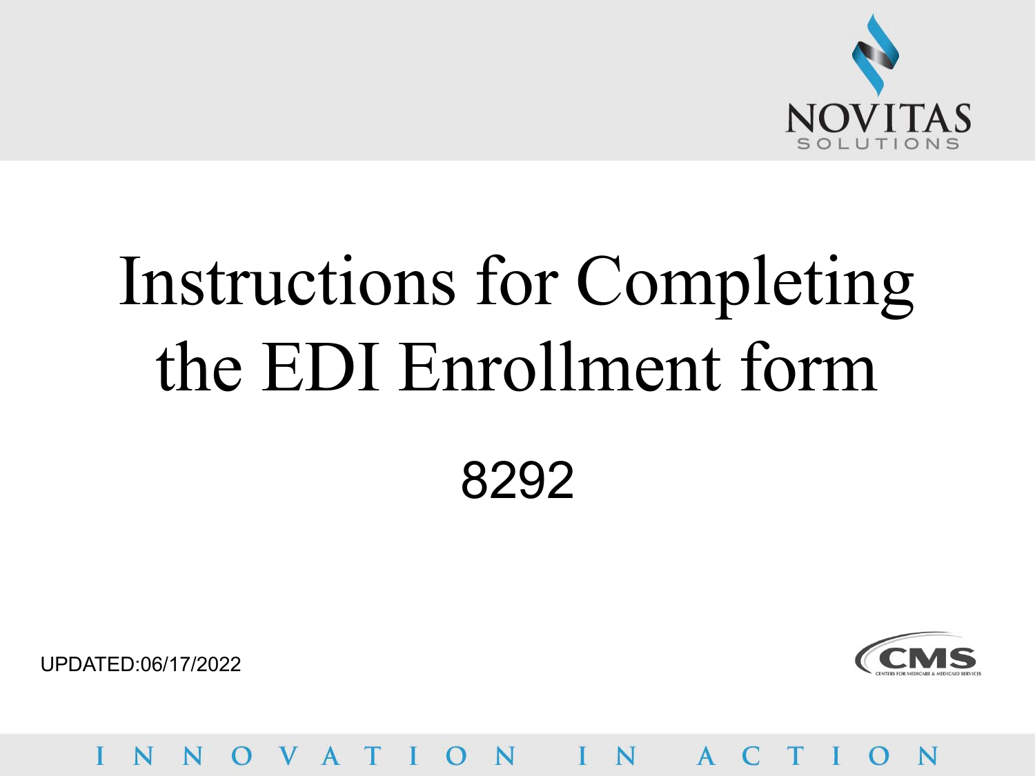# Instructions for Completing the EDI Enrollment form

8292

UPDATED:06/17/2022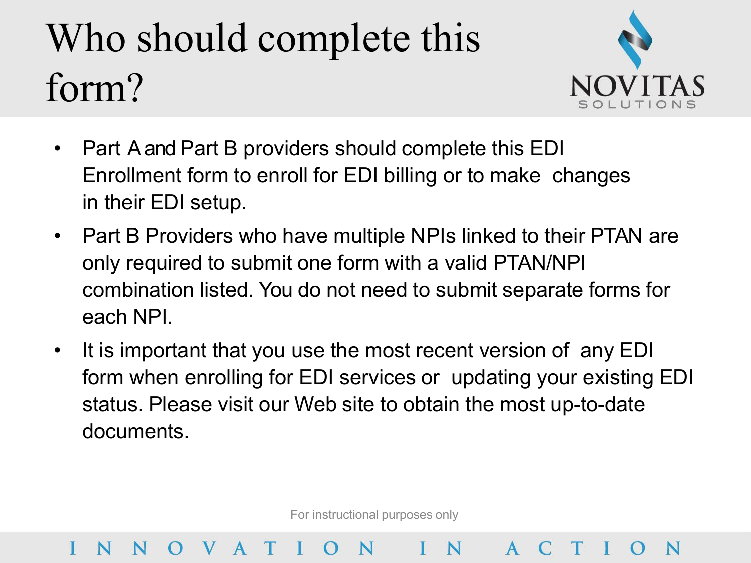# Who should complete this form?

- Part A and Part B providers should complete this EDI Enrollment form to enroll for EDI billing or to make changes in their EDI setup.
- Part B Providers who have multiple NPIs linked to their PTAN are only required to submit one form with a valid PTAN/NPI combination listed. You do not need to submit separate forms for each NPI.
- It is important that you use the most recent version of any EDI form when enrolling for EDI services or updating your existing EDI status. Please visit our Web site to obtain the most up-to-date documents.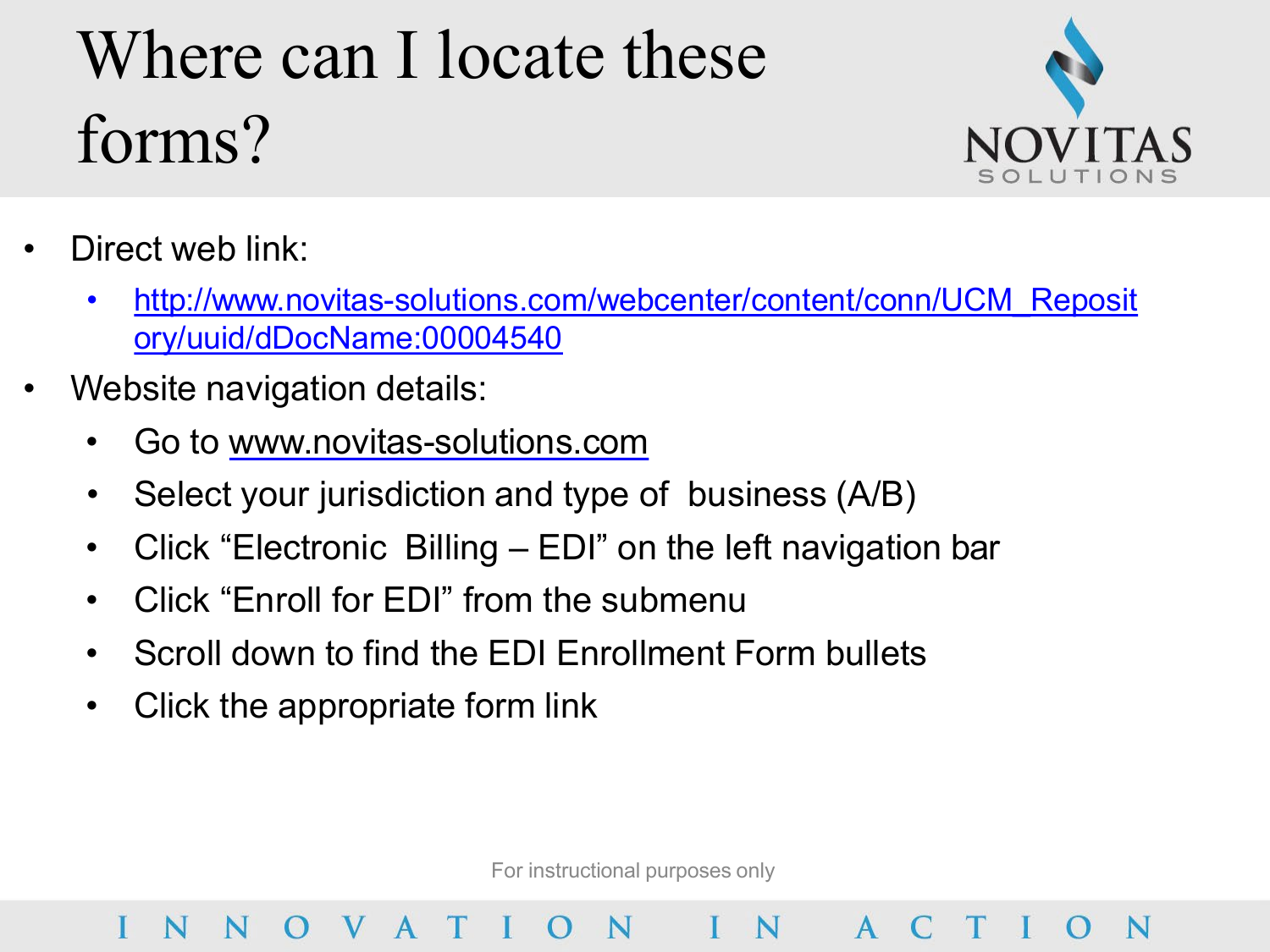# Where can I locate these forms?

- Direct web link:
  - [http://www.novitas-solutions.com/webcenter/content/conn/UCM_Repository/uuid/dDocName:00004540](http://www.novitas-solutions.com/webcenter/content/conn/UCM_Repository/uuid/dDocName:00004540)
- Website navigation details:
  - Go to www.novitas-solutions.com
  - Select your jurisdiction and type of business (A/B)
  - Click "Electronic Billing – EDI" on the left navigation bar
  - Click "Enroll for EDI" from the submenu
  - Scroll down to find the EDI Enrollment Form bullets
  - Click the appropriate form link

For instructional purposes only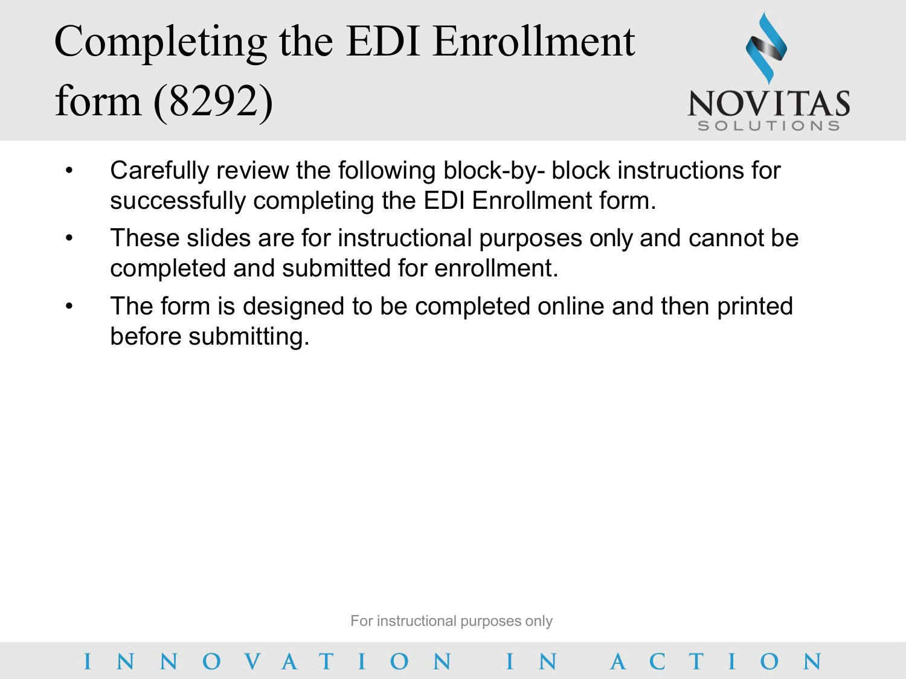# Completing the EDI Enrollment form (8292)

- Carefully review the following block-by- block instructions for successfully completing the EDI Enrollment form.
- These slides are for instructional purposes only and cannot be completed and submitted for enrollment.
- The form is designed to be completed online and then printed before submitting.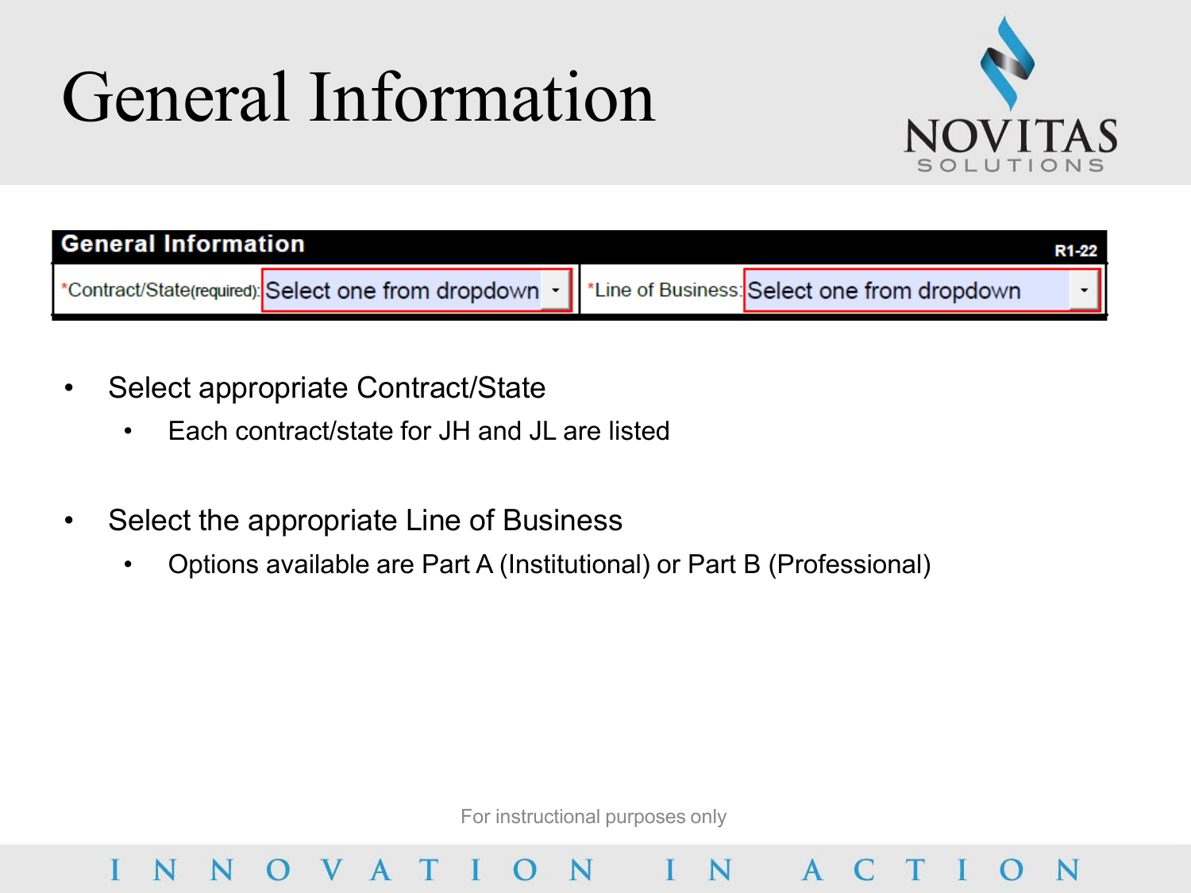# General Information

| General Information | | | R1-22 |
|---|---|---|---|
| *Contract/State(required): | Select one from dropdown | *Line of Business: | Select one from dropdown |

- Select appropriate Contract/State
  - Each contract/state for JH and JL are listed
- Select the appropriate Line of Business
  - Options available are Part A (Institutional) or Part B (Professional)

For instructional purposes only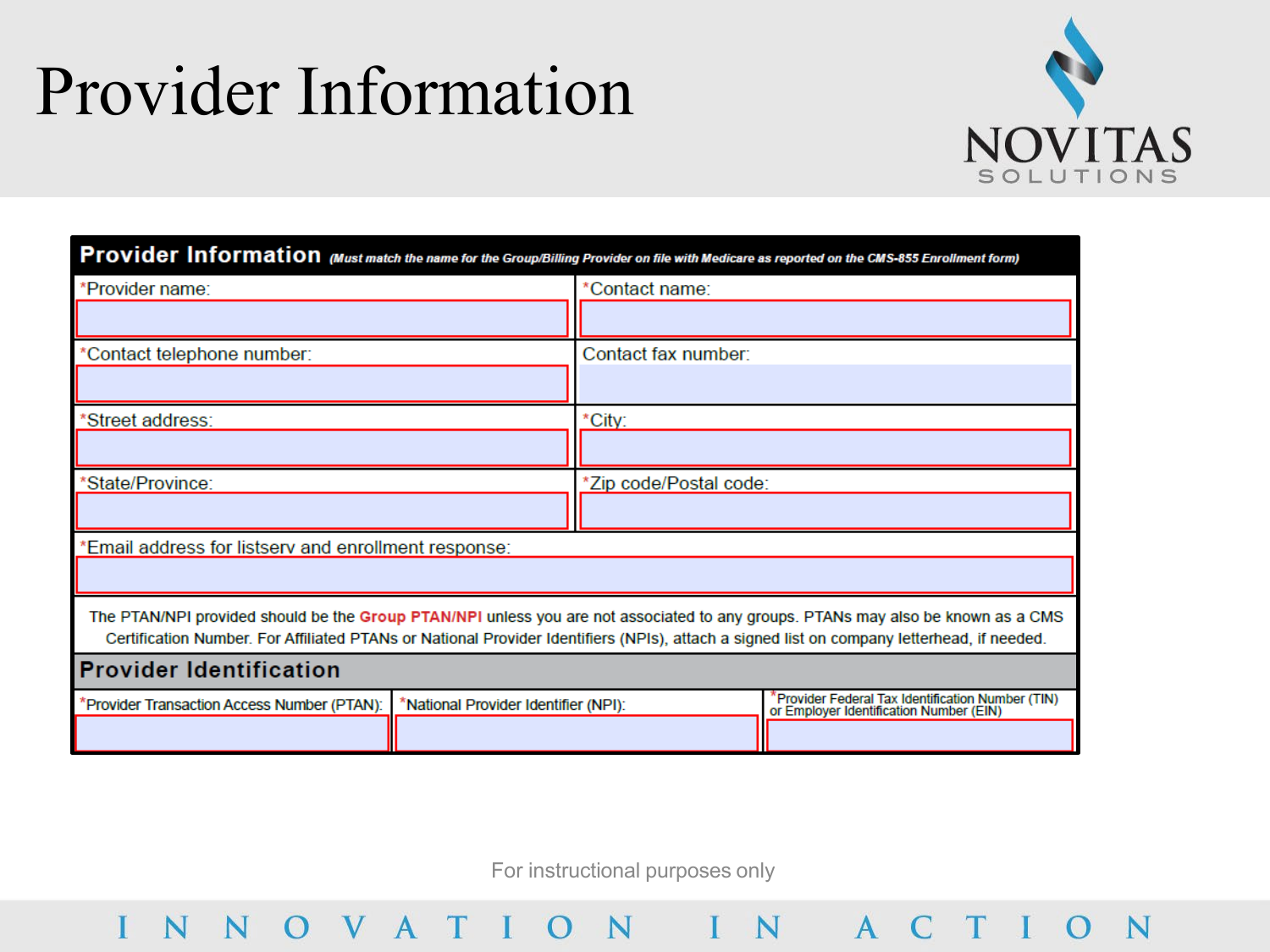# Provider Information

## Provider Information *(Must match the name for the Group/Billing Provider on file with Medicare as reported on the CMS-855 Enrollment form)*

| | |
|---|---|
| *Provider name: | *Contact name: |
| *Contact telephone number: | Contact fax number: |
| *Street address: | *City: |
| *State/Province: | *Zip code/Postal code: |
| *Email address for listserv and enrollment response: | |

The PTAN/NPI provided should be the **Group PTAN/NPI** unless you are not associated to any groups. PTANs may also be known as a CMS Certification Number. For Affiliated PTANs or National Provider Identifiers (NPIs), attach a signed list on company letterhead, if needed.

## Provider Identification

| *Provider Transaction Access Number (PTAN): | *National Provider Identifier (NPI): | *Provider Federal Tax Identification Number (TIN) or Employer Identification Number (EIN) |
|---|---|---|
| | | |

For instructional purposes only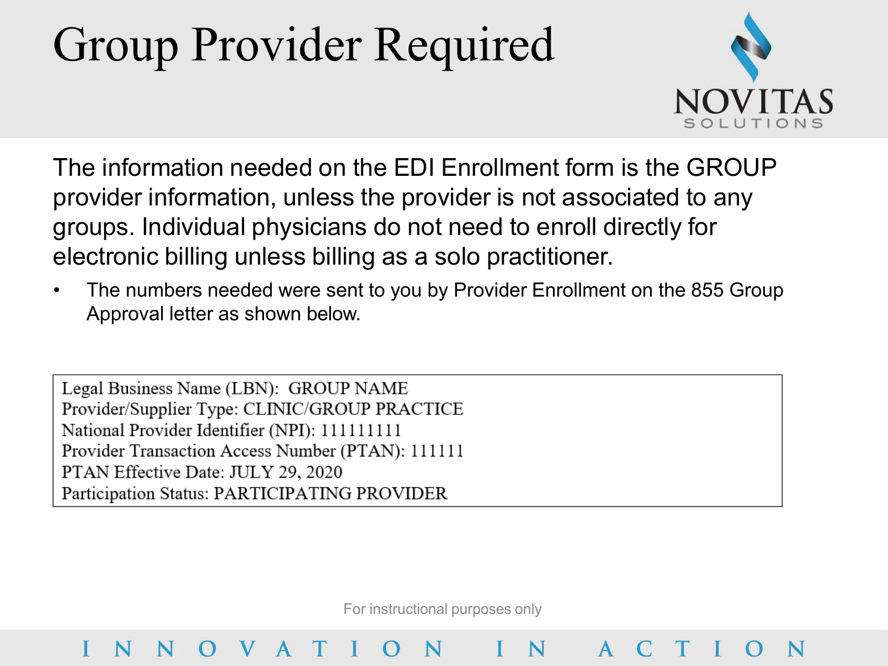# Group Provider Required

The information needed on the EDI Enrollment form is the GROUP provider information, unless the provider is not associated to any groups. Individual physicians do not need to enroll directly for electronic billing unless billing as a solo practitioner.

- The numbers needed were sent to you by Provider Enrollment on the 855 Group Approval letter as shown below.

```
Legal Business Name (LBN):  GROUP NAME
Provider/Supplier Type: CLINIC/GROUP PRACTICE
National Provider Identifier (NPI): 111111111
Provider Transaction Access Number (PTAN): 111111
PTAN Effective Date: JULY 29, 2020
Participation Status: PARTICIPATING PROVIDER
```

For instructional purposes only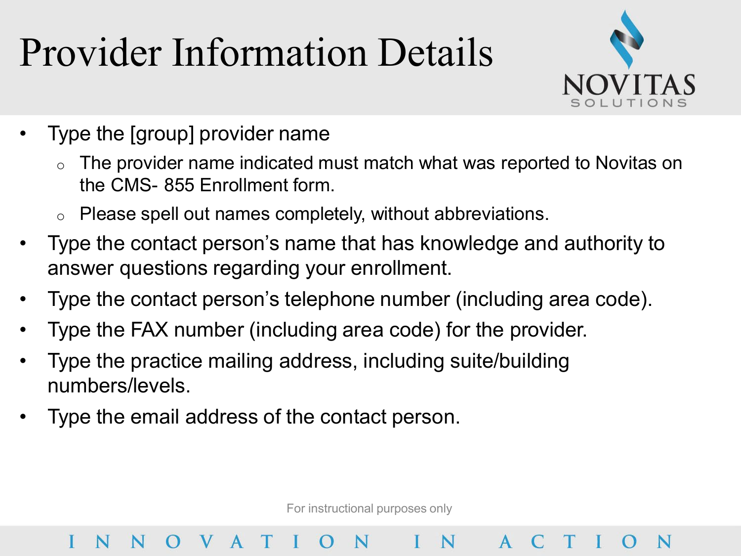# Provider Information Details

- Type the [group] provider name
  - The provider name indicated must match what was reported to Novitas on the CMS- 855 Enrollment form.
  - Please spell out names completely, without abbreviations.
- Type the contact person’s name that has knowledge and authority to answer questions regarding your enrollment.
- Type the contact person’s telephone number (including area code).
- Type the FAX number (including area code) for the provider.
- Type the practice mailing address, including suite/building numbers/levels.
- Type the email address of the contact person.

For instructional purposes only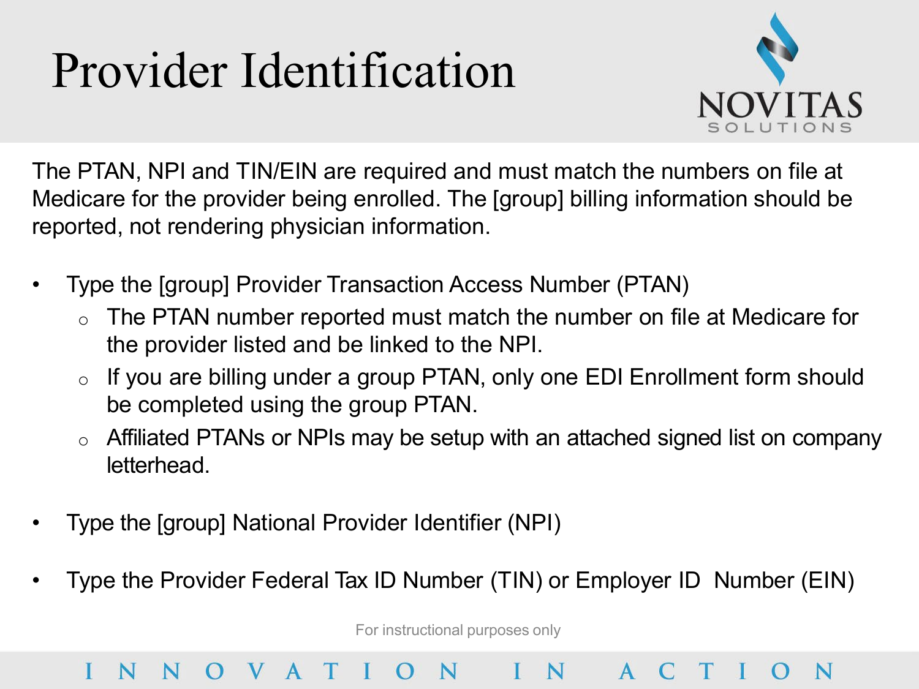# Provider Identification

The PTAN, NPI and TIN/EIN are required and must match the numbers on file at Medicare for the provider being enrolled. The [group] billing information should be reported, not rendering physician information.

- Type the [group] Provider Transaction Access Number (PTAN)
  - The PTAN number reported must match the number on file at Medicare for the provider listed and be linked to the NPI.
  - If you are billing under a group PTAN, only one EDI Enrollment form should be completed using the group PTAN.
  - Affiliated PTANs or NPIs may be setup with an attached signed list on company letterhead.

- Type the [group] National Provider Identifier (NPI)

- Type the Provider Federal Tax ID Number (TIN) or Employer ID Number (EIN)

For instructional purposes only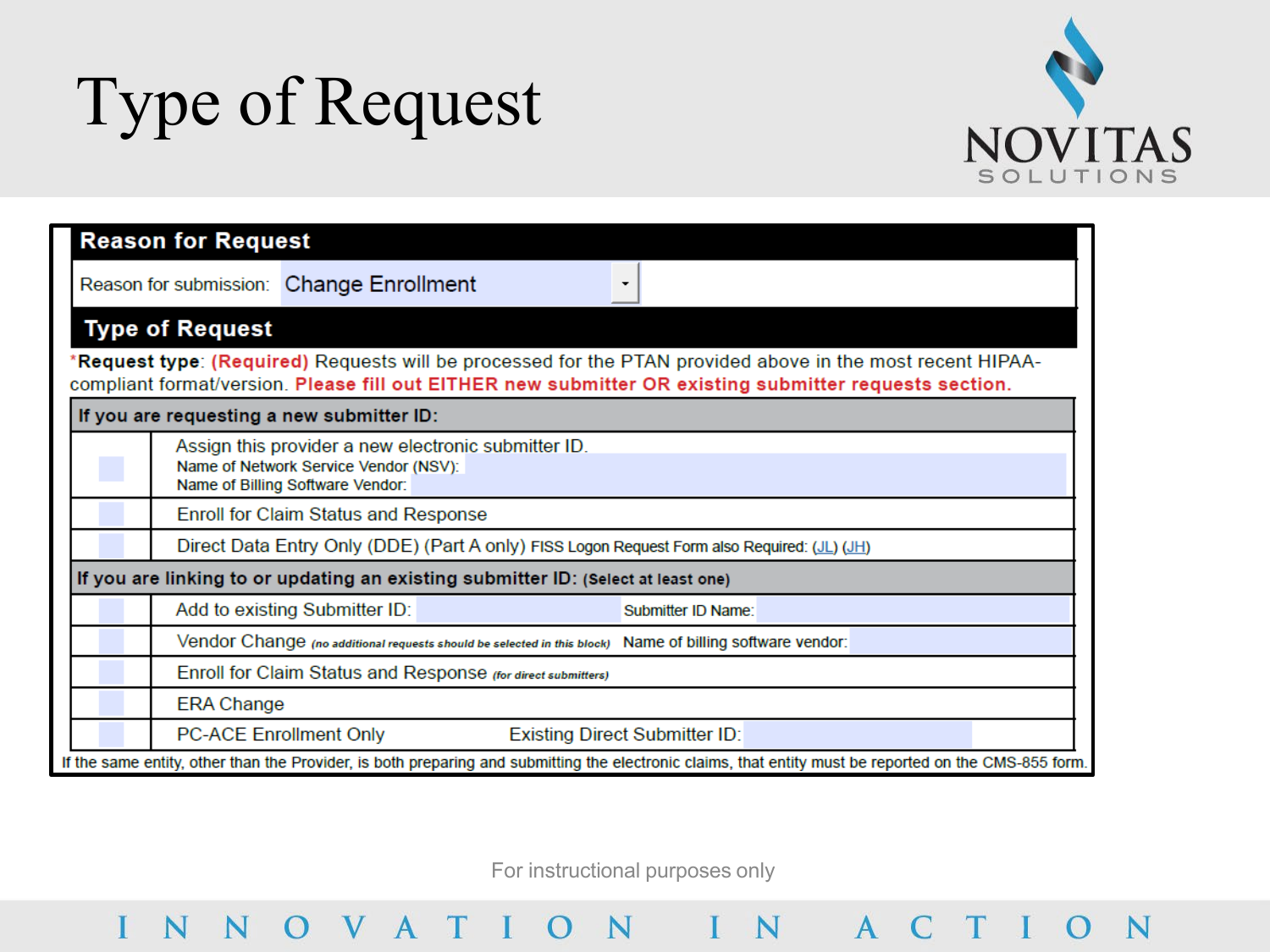# Type of Request

## Reason for Request

Reason for submission: Change Enrollment

## Type of Request

*Request type: (Required) Requests will be processed for the PTAN provided above in the most recent HIPAA-compliant format/version. **Please fill out EITHER new submitter OR existing submitter requests section.**

| **If you are requesting a new submitter ID:** | |
|---|---|
| ☐ | Assign this provider a new electronic submitter ID.<br>Name of Network Service Vendor (NSV):<br>Name of Billing Software Vendor: |
| ☐ | Enroll for Claim Status and Response |
| ☐ | Direct Data Entry Only (DDE) (Part A only) FISS Logon Request Form also Required: (JL) (JH) |
| **If you are linking to or updating an existing submitter ID: (Select at least one)** | |
| ☐ | Add to existing Submitter ID: Submitter ID Name: |
| ☐ | Vendor Change *(no additional requests should be selected in this block)* Name of billing software vendor: |
| ☐ | Enroll for Claim Status and Response *(for direct submitters)* |
| ☐ | ERA Change |
| ☐ | PC-ACE Enrollment Only Existing Direct Submitter ID: |

If the same entity, other than the Provider, is both preparing and submitting the electronic claims, that entity must be reported on the CMS-855 form.

For instructional purposes only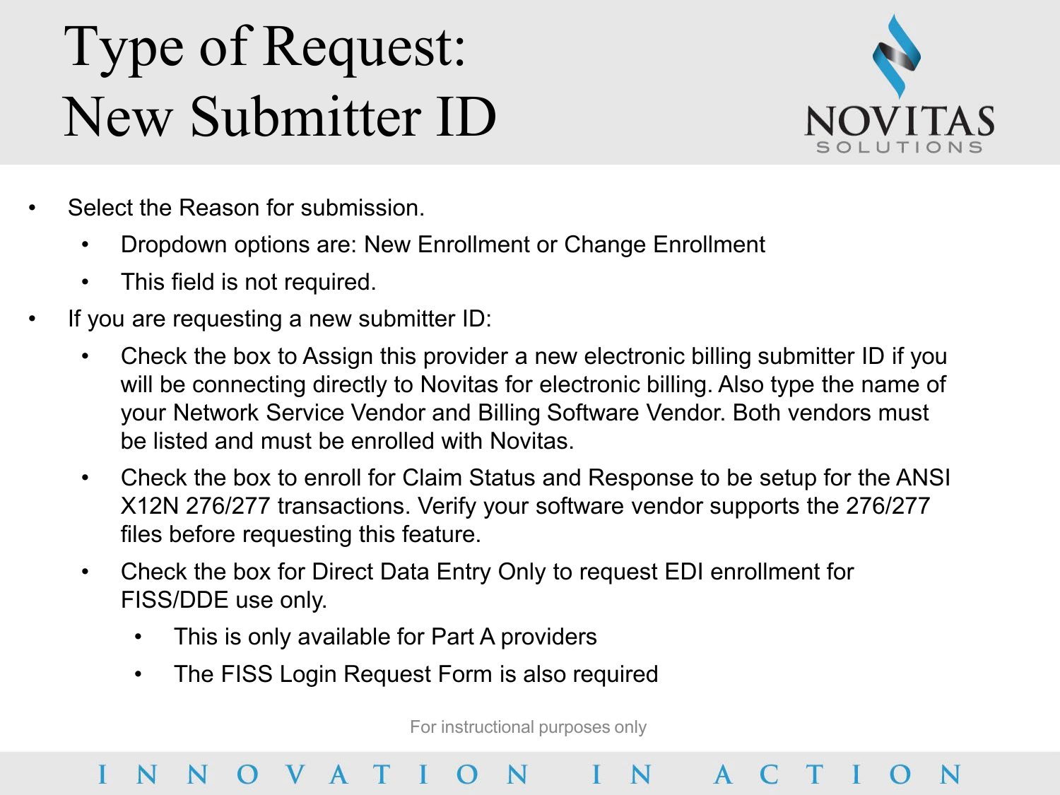# Type of Request: New Submitter ID

- Select the Reason for submission.
  - Dropdown options are: New Enrollment or Change Enrollment
  - This field is not required.
- If you are requesting a new submitter ID:
  - Check the box to Assign this provider a new electronic billing submitter ID if you will be connecting directly to Novitas for electronic billing. Also type the name of your Network Service Vendor and Billing Software Vendor. Both vendors must be listed and must be enrolled with Novitas.
  - Check the box to enroll for Claim Status and Response to be setup for the ANSI X12N 276/277 transactions. Verify your software vendor supports the 276/277 files before requesting this feature.
  - Check the box for Direct Data Entry Only to request EDI enrollment for FISS/DDE use only.
    - This is only available for Part A providers
    - The FISS Login Request Form is also required

For instructional purposes only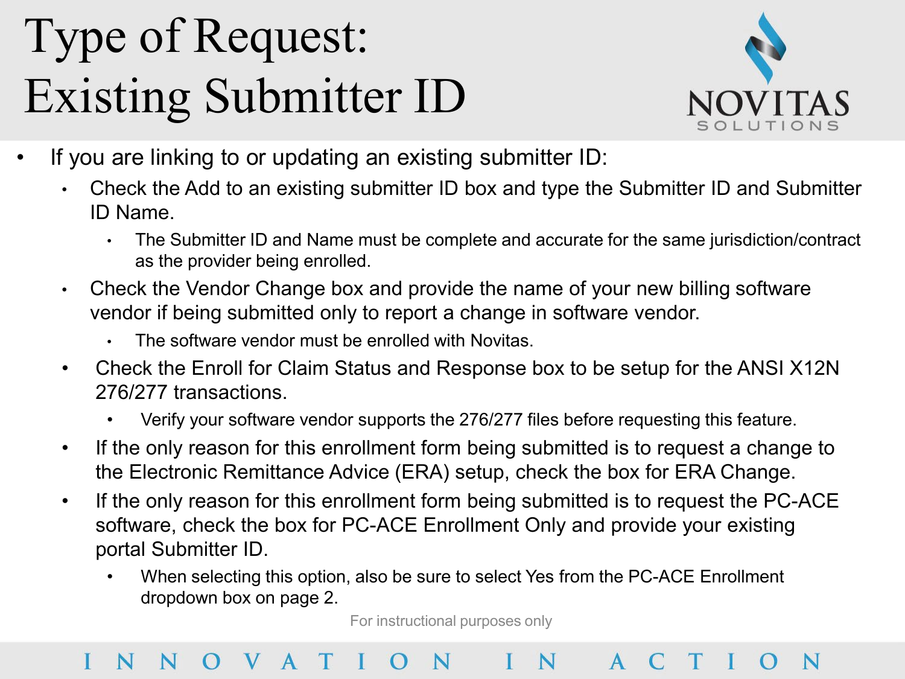# Type of Request: Existing Submitter ID

- If you are linking to or updating an existing submitter ID:
  - Check the Add to an existing submitter ID box and type the Submitter ID and Submitter ID Name.
    - The Submitter ID and Name must be complete and accurate for the same jurisdiction/contract as the provider being enrolled.
  - Check the Vendor Change box and provide the name of your new billing software vendor if being submitted only to report a change in software vendor.
    - The software vendor must be enrolled with Novitas.
  - Check the Enroll for Claim Status and Response box to be setup for the ANSI X12N 276/277 transactions.
    - Verify your software vendor supports the 276/277 files before requesting this feature.
  - If the only reason for this enrollment form being submitted is to request a change to the Electronic Remittance Advice (ERA) setup, check the box for ERA Change.
  - If the only reason for this enrollment form being submitted is to request the PC-ACE software, check the box for PC-ACE Enrollment Only and provide your existing portal Submitter ID.
    - When selecting this option, also be sure to select Yes from the PC-ACE Enrollment dropdown box on page 2.

For instructional purposes only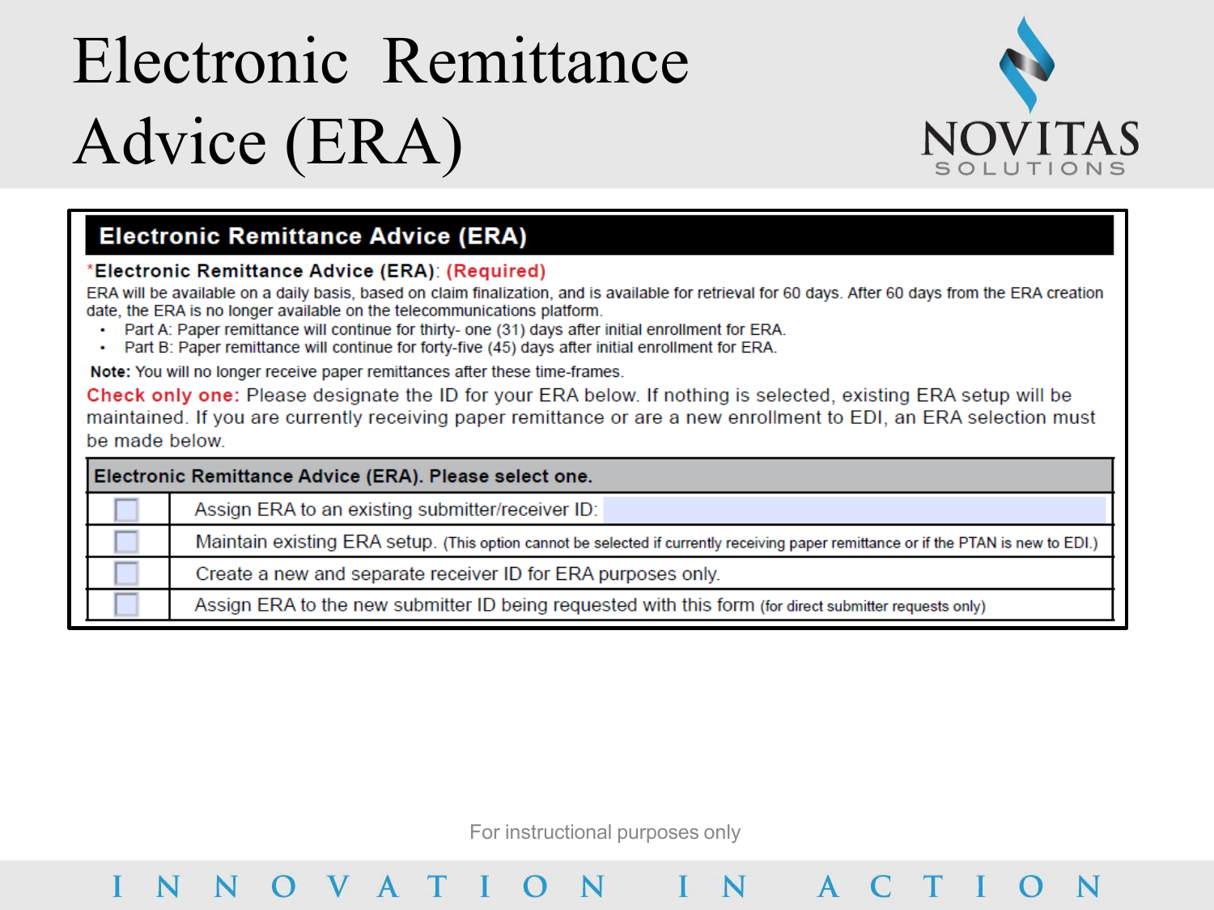# Electronic Remittance Advice (ERA)

## Electronic Remittance Advice (ERA)

*Electronic Remittance Advice (ERA): **(Required)**

ERA will be available on a daily basis, based on claim finalization, and is available for retrieval for 60 days. After 60 days from the ERA creation date, the ERA is no longer available on the telecommunications platform.

- Part A: Paper remittance will continue for thirty- one (31) days after initial enrollment for ERA.
- Part B: Paper remittance will continue for forty-five (45) days after initial enrollment for ERA.

**Note:** You will no longer receive paper remittances after these time-frames.

**Check only one:** Please designate the ID for your ERA below. If nothing is selected, existing ERA setup will be maintained. If you are currently receiving paper remittance or are a new enrollment to EDI, an ERA selection must be made below.

| Electronic Remittance Advice (ERA). Please select one. | |
|---|---|
| ☐ | Assign ERA to an existing submitter/receiver ID: |
| ☐ | Maintain existing ERA setup. (This option cannot be selected if currently receiving paper remittance or if the PTAN is new to EDI.) |
| ☐ | Create a new and separate receiver ID for ERA purposes only. |
| ☐ | Assign ERA to the new submitter ID being requested with this form (for direct submitter requests only) |

For instructional purposes only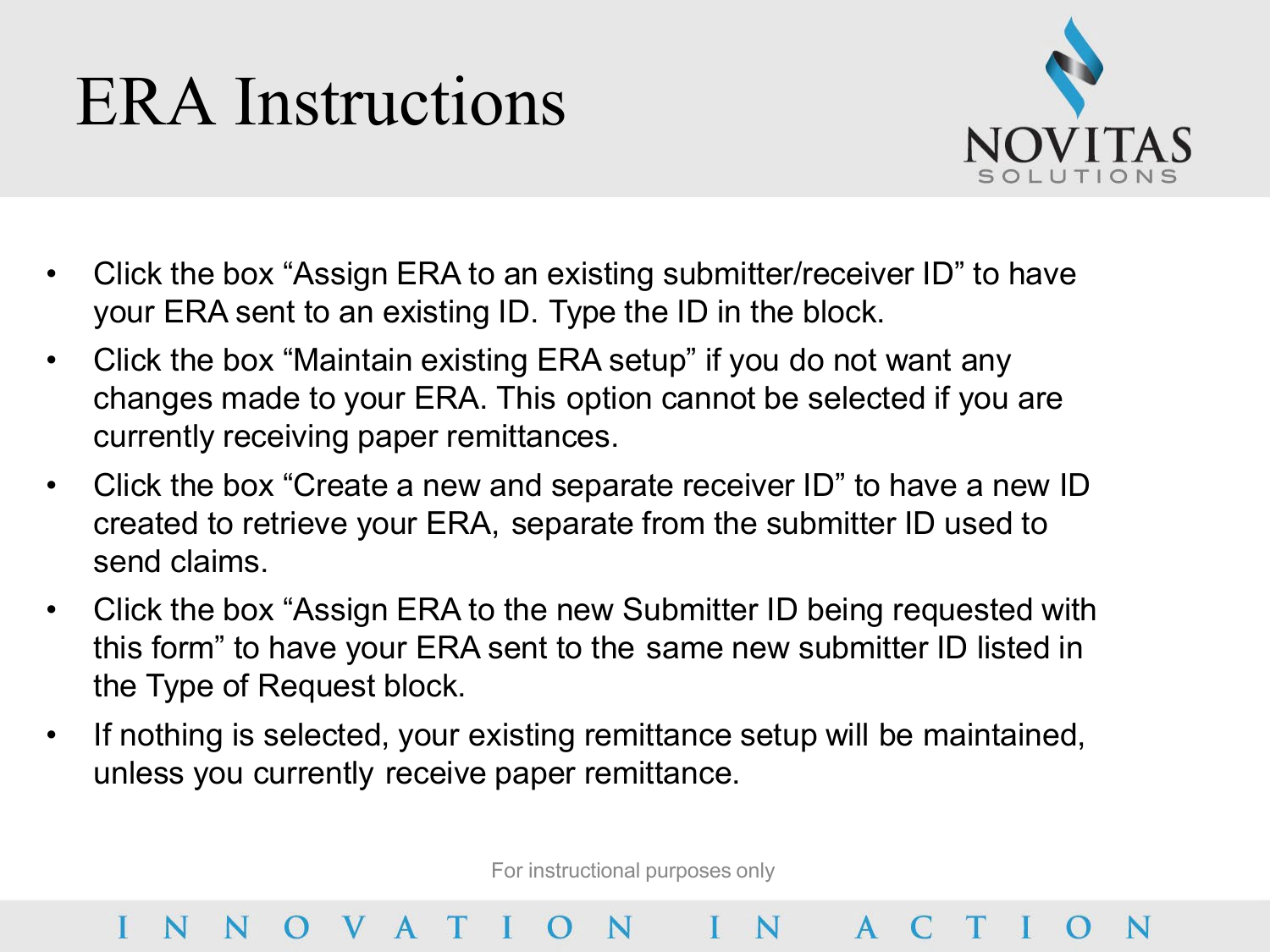# ERA Instructions

- Click the box "Assign ERA to an existing submitter/receiver ID" to have your ERA sent to an existing ID. Type the ID in the block.
- Click the box "Maintain existing ERA setup" if you do not want any changes made to your ERA. This option cannot be selected if you are currently receiving paper remittances.
- Click the box "Create a new and separate receiver ID" to have a new ID created to retrieve your ERA, separate from the submitter ID used to send claims.
- Click the box "Assign ERA to the new Submitter ID being requested with this form" to have your ERA sent to the same new submitter ID listed in the Type of Request block.
- If nothing is selected, your existing remittance setup will be maintained, unless you currently receive paper remittance.

For instructional purposes only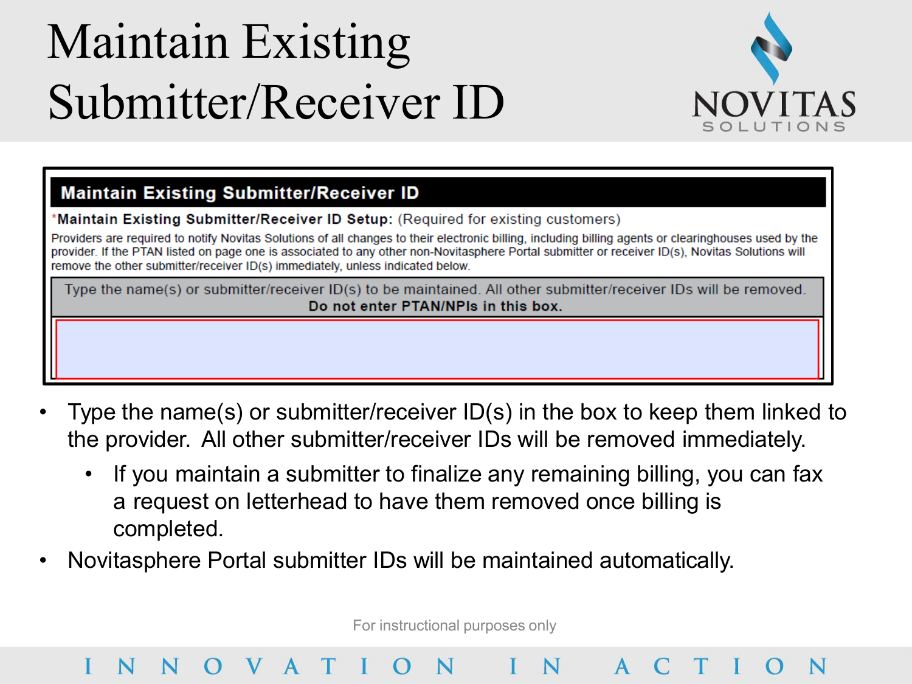# Maintain Existing Submitter/Receiver ID

**Maintain Existing Submitter/Receiver ID**

*Maintain Existing Submitter/Receiver ID Setup: (Required for existing customers)

Providers are required to notify Novitas Solutions of all changes to their electronic billing, including billing agents or clearinghouses used by the provider. If the PTAN listed on page one is associated to any other non-Novitasphere Portal submitter or receiver ID(s), Novitas Solutions will remove the other submitter/receiver ID(s) immediately, unless indicated below.

Type the name(s) or submitter/receiver ID(s) to be maintained. All other submitter/receiver IDs will be removed.
**Do not enter PTAN/NPIs in this box.**

- Type the name(s) or submitter/receiver ID(s) in the box to keep them linked to the provider. All other submitter/receiver IDs will be removed immediately.
  - If you maintain a submitter to finalize any remaining billing, you can fax a request on letterhead to have them removed once billing is completed.
- Novitasphere Portal submitter IDs will be maintained automatically.

For instructional purposes only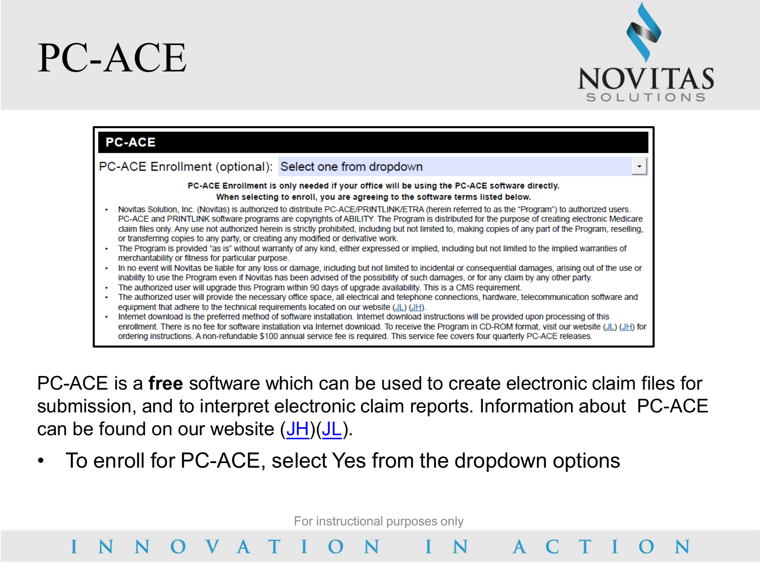# PC-ACE

## PC-ACE

PC-ACE Enrollment (optional): Select one from dropdown

**PC-ACE Enrollment is only needed if your office will be using the PC-ACE software directly.**
**When selecting to enroll, you are agreeing to the software terms listed below.**

- Novitas Solution, Inc. (Novitas) is authorized to distribute PC-ACE/PRINTLINK/ETRA (herein referred to as the "Program") to authorized users. PC-ACE and PRINTLINK software programs are copyrights of ABILITY. The Program is distributed for the purpose of creating electronic Medicare claim files only. Any use not authorized herein is strictly prohibited, including but not limited to, making copies of any part of the Program, reselling, or transferring copies to any party, or creating any modified or derivative work.
- The Program is provided "as is" without warranty of any kind, either expressed or implied, including but not limited to the implied warranties of merchantability or fitness for particular purpose.
- In no event will Novitas be liable for any loss or damage, including but not limited to incidental or consequential damages, arising out of the use or inability to use the Program even if Novitas has been advised of the possibility of such damages, or for any claim by any other party.
- The authorized user will upgrade this Program within 90 days of upgrade availability. This is a CMS requirement.
- The authorized user will provide the necessary office space, all electrical and telephone connections, hardware, telecommunication software and equipment that adhere to the technical requirements located on our website (JL) (JH).
- Internet download is the preferred method of software installation. Internet download instructions will be provided upon processing of this enrollment. There is no fee for software installation via Internet download. To receive the Program in CD-ROM format, visit our website (JL) (JH) for ordering instructions. A non-refundable $100 annual service fee is required. This service fee covers four quarterly PC-ACE releases.

PC-ACE is a **free** software which can be used to create electronic claim files for submission, and to interpret electronic claim reports. Information about PC-ACE can be found on our website (JH)(JL).

- To enroll for PC-ACE, select Yes from the dropdown options

For instructional purposes only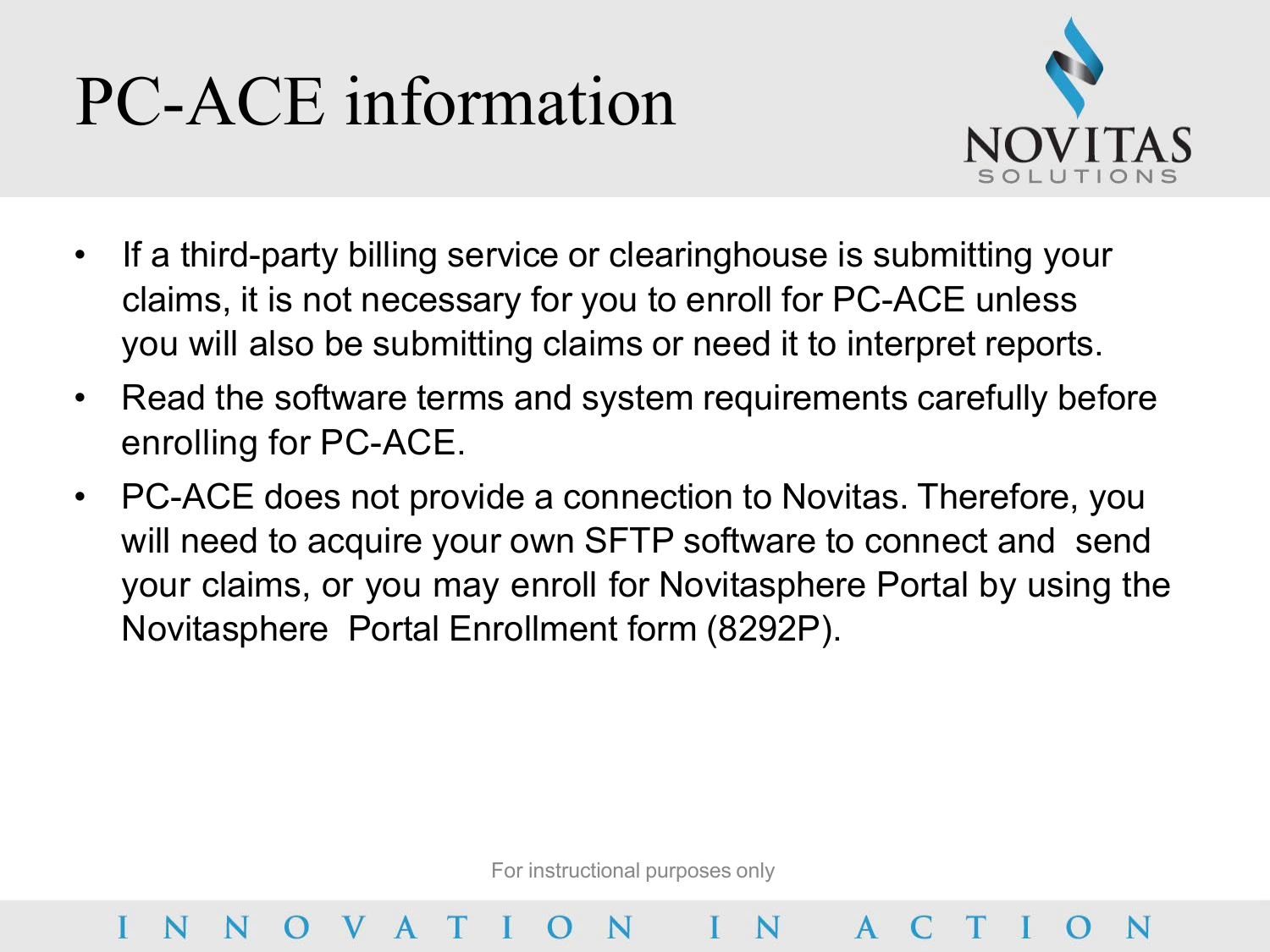# PC-ACE information

- If a third-party billing service or clearinghouse is submitting your claims, it is not necessary for you to enroll for PC-ACE unless you will also be submitting claims or need it to interpret reports.
- Read the software terms and system requirements carefully before enrolling for PC-ACE.
- PC-ACE does not provide a connection to Novitas. Therefore, you will need to acquire your own SFTP software to connect and send your claims, or you may enroll for Novitasphere Portal by using the Novitasphere Portal Enrollment form (8292P).

For instructional purposes only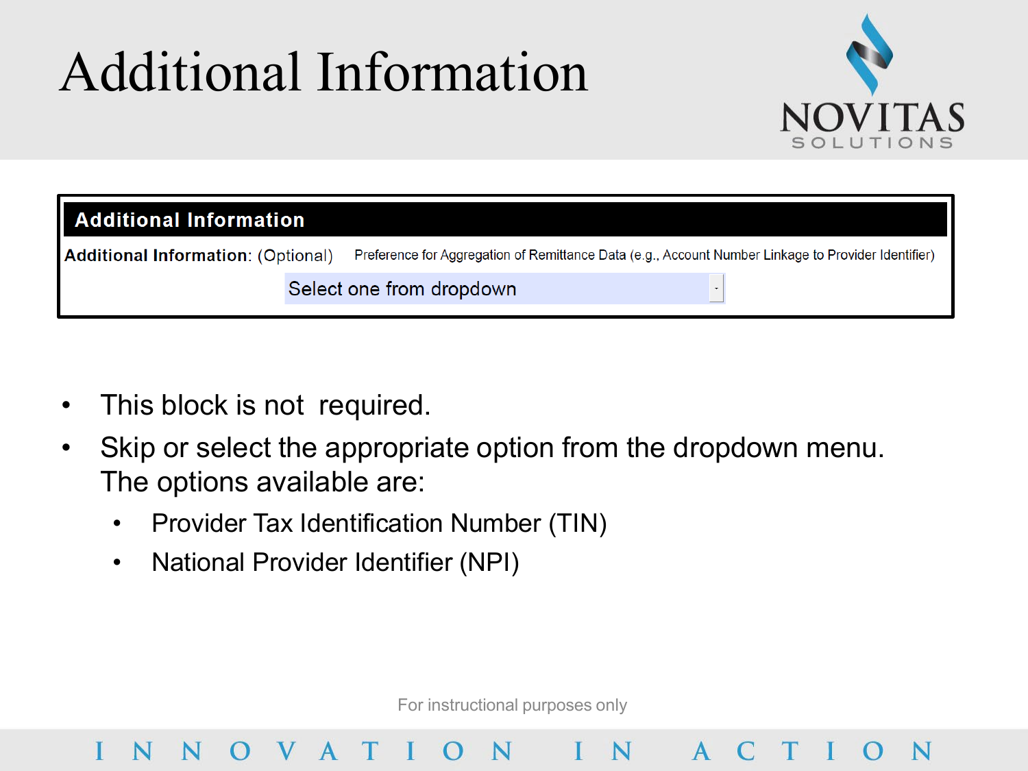# Additional Information

**Additional Information**

**Additional Information:** (Optional) Preference for Aggregation of Remittance Data (e.g., Account Number Linkage to Provider Identifier)

Select one from dropdown

- This block is not required.
- Skip or select the appropriate option from the dropdown menu. The options available are:
  - Provider Tax Identification Number (TIN)
  - National Provider Identifier (NPI)

For instructional purposes only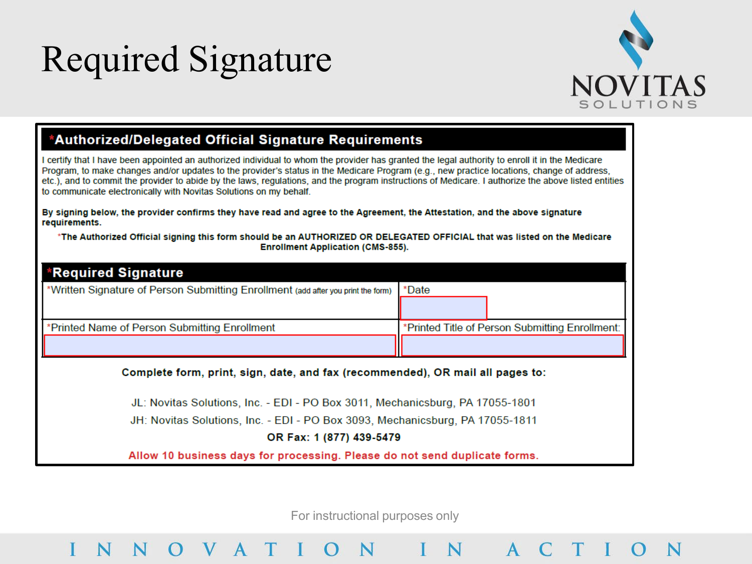# Required Signature

## *Authorized/Delegated Official Signature Requirements

I certify that I have been appointed an authorized individual to whom the provider has granted the legal authority to enroll it in the Medicare Program, to make changes and/or updates to the provider's status in the Medicare Program (e.g., new practice locations, change of address, etc.), and to commit the provider to abide by the laws, regulations, and the program instructions of Medicare. I authorize the above listed entities to communicate electronically with Novitas Solutions on my behalf.

**By signing below, the provider confirms they have read and agree to the Agreement, the Attestation, and the above signature requirements.**

***The Authorized Official signing this form should be an AUTHORIZED OR DELEGATED OFFICIAL that was listed on the Medicare Enrollment Application (CMS-855).**

## *Required Signature

| *Written Signature of Person Submitting Enrollment (add after you print the form) | *Date |
|---|---|
| *Printed Name of Person Submitting Enrollment | *Printed Title of Person Submitting Enrollment: |

**Complete form, print, sign, date, and fax (recommended), OR mail all pages to:**

JL: Novitas Solutions, Inc. - EDI - PO Box 3011, Mechanicsburg, PA 17055-1801

JH: Novitas Solutions, Inc. - EDI - PO Box 3093, Mechanicsburg, PA 17055-1811

**OR Fax: 1 (877) 439-5479**

**Allow 10 business days for processing. Please do not send duplicate forms.**

For instructional purposes only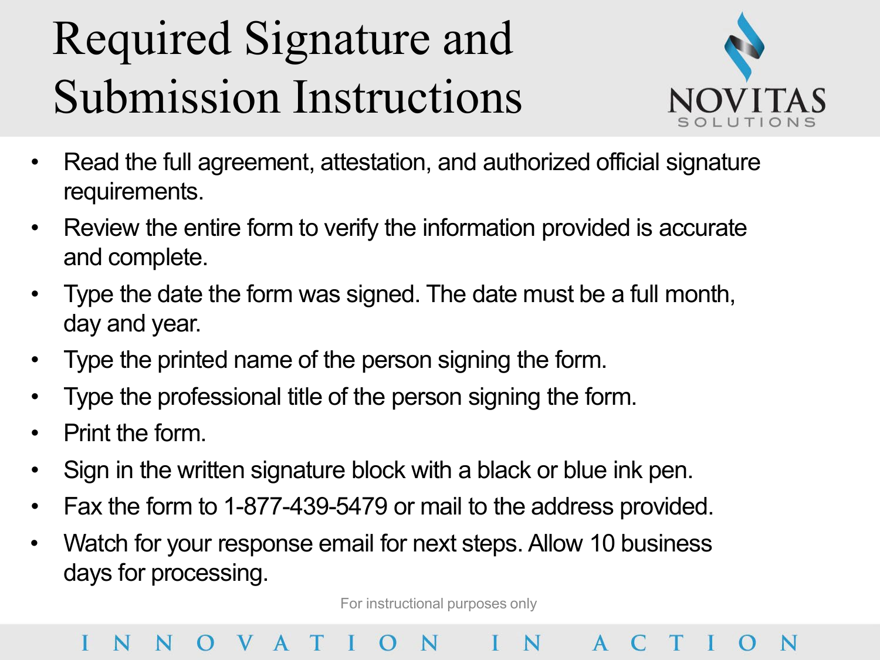# Required Signature and Submission Instructions

- Read the full agreement, attestation, and authorized official signature requirements.
- Review the entire form to verify the information provided is accurate and complete.
- Type the date the form was signed. The date must be a full month, day and year.
- Type the printed name of the person signing the form.
- Type the professional title of the person signing the form.
- Print the form.
- Sign in the written signature block with a black or blue ink pen.
- Fax the form to 1-877-439-5479 or mail to the address provided.
- Watch for your response email for next steps. Allow 10 business days for processing.

For instructional purposes only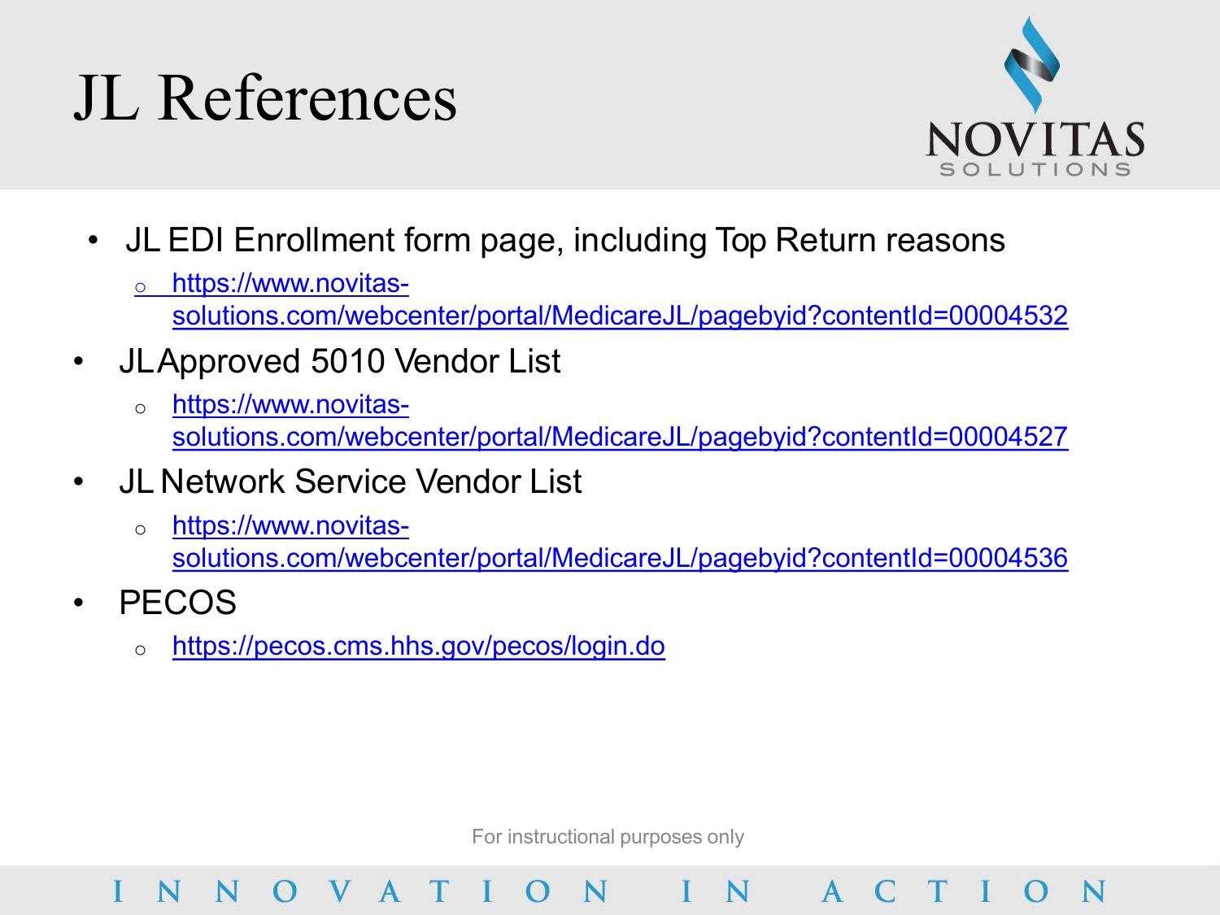# JL References

- JL EDI Enrollment form page, including Top Return reasons
  - https://www.novitas-solutions.com/webcenter/portal/MedicareJL/pagebyid?contentId=00004532
- JL Approved 5010 Vendor List
  - https://www.novitas-solutions.com/webcenter/portal/MedicareJL/pagebyid?contentId=00004527
- JL Network Service Vendor List
  - https://www.novitas-solutions.com/webcenter/portal/MedicareJL/pagebyid?contentId=00004536
- PECOS
  - https://pecos.cms.hhs.gov/pecos/login.do

For instructional purposes only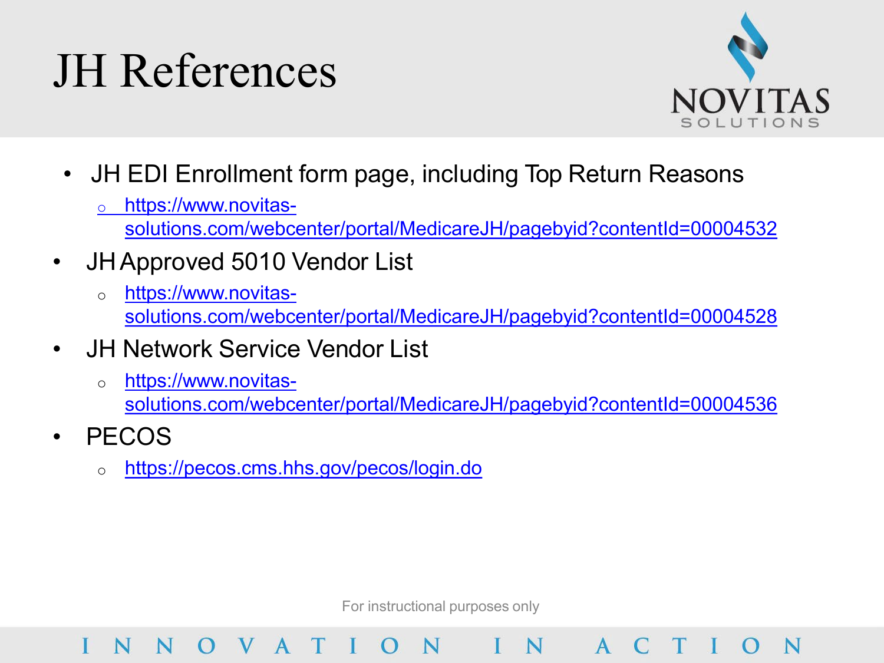# JH References

- JH EDI Enrollment form page, including Top Return Reasons
  - https://www.novitas-solutions.com/webcenter/portal/MedicareJH/pagebyid?contentId=00004532
- JH Approved 5010 Vendor List
  - https://www.novitas-solutions.com/webcenter/portal/MedicareJH/pagebyid?contentId=00004528
- JH Network Service Vendor List
  - https://www.novitas-solutions.com/webcenter/portal/MedicareJH/pagebyid?contentId=00004536
- PECOS
  - https://pecos.cms.hhs.gov/pecos/login.do

For instructional purposes only